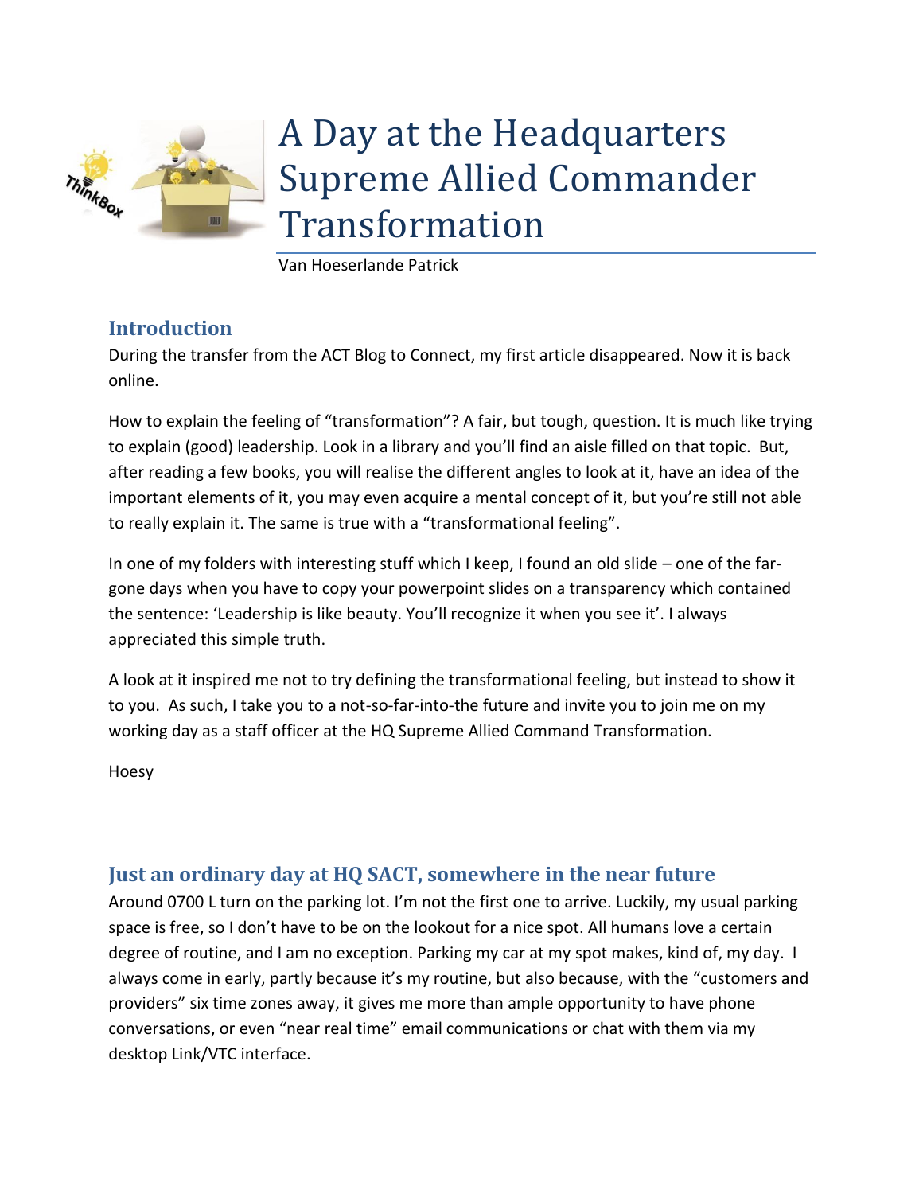# A Day at the Headquarters Supreme Allied Commander Transformation

Van Hoeserlande Patrick

## Introduction

During the transfer from the ACT Blog to Connect, my first article disappeared. Now it is back online.

How to explain the feeling of "transformation"? A fair, but tough, question. It is much like trying to explain (good) leadership. Look in a library and you'll find an aisle filled on that topic. But, after reading a few books, you will realise the different angles to look at it, have an idea of the important elements of it, you may even acquire a mental concept of it, but you're still not able to really explain it. The same is true with a "transformational feeling".

In one of my folders with interesting stuff which I keep, I found an old slide – one of the far-gone days when you have to copy your powerpoint slides on a transparency which contained the sentence: 'Leadership is like beauty. You'll recognize it when you see it'. I always appreciated this simple truth.

A look at it inspired me not to try defining the transformational feeling, but instead to show it to you. As such, I take you to a not-so-far-into-the future and invite you to join me on my working day as a staff officer at the HQ Supreme Allied Command Transformation.

Hoesy

## Just an ordinary day at HQ SACT, somewhere in the near future

Around 0700 L turn on the parking lot. I'm not the first one to arrive. Luckily, my usual parking space is free, so I don't have to be on the lookout for a nice spot. All humans love a certain degree of routine, and I am no exception. Parking my car at my spot makes, kind of, my day. I always come in early, partly because it's my routine, but also because, with the "customers and providers" six time zones away, it gives me more than ample opportunity to have phone conversations, or even "near real time" email communications or chat with them via my desktop Link/VTC interface.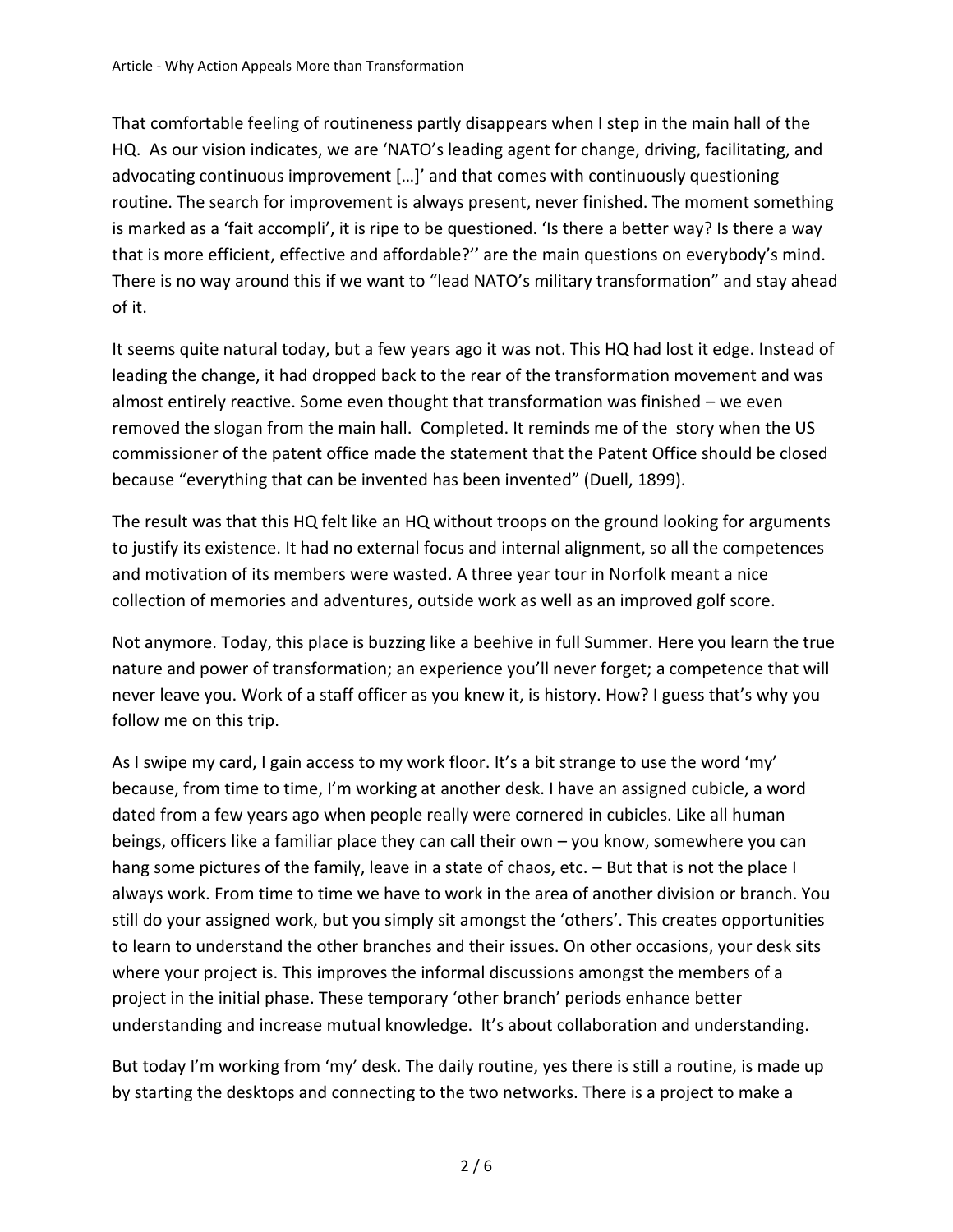That comfortable feeling of routineness partly disappears when I step in the main hall of the HQ. As our vision indicates, we are 'NATO's leading agent for change, driving, facilitating, and advocating continuous improvement […]' and that comes with continuously questioning routine. The search for improvement is always present, never finished. The moment something is marked as a 'fait accompli', it is ripe to be questioned. 'Is there a better way? Is there a way that is more efficient, effective and affordable?'' are the main questions on everybody's mind. There is no way around this if we want to "lead NATO's military transformation" and stay ahead of it.

It seems quite natural today, but a few years ago it was not. This HQ had lost it edge. Instead of leading the change, it had dropped back to the rear of the transformation movement and was almost entirely reactive. Some even thought that transformation was finished – we even removed the slogan from the main hall. Completed. It reminds me of the story when the US commissioner of the patent office made the statement that the Patent Office should be closed because "everything that can be invented has been invented" (Duell, 1899).

The result was that this HQ felt like an HQ without troops on the ground looking for arguments to justify its existence. It had no external focus and internal alignment, so all the competences and motivation of its members were wasted. A three year tour in Norfolk meant a nice collection of memories and adventures, outside work as well as an improved golf score.

Not anymore. Today, this place is buzzing like a beehive in full Summer. Here you learn the true nature and power of transformation; an experience you'll never forget; a competence that will never leave you. Work of a staff officer as you knew it, is history. How? I guess that's why you follow me on this trip.

As I swipe my card, I gain access to my work floor. It's a bit strange to use the word 'my' because, from time to time, I'm working at another desk. I have an assigned cubicle, a word dated from a few years ago when people really were cornered in cubicles. Like all human beings, officers like a familiar place they can call their own – you know, somewhere you can hang some pictures of the family, leave in a state of chaos, etc. – But that is not the place I always work. From time to time we have to work in the area of another division or branch. You still do your assigned work, but you simply sit amongst the 'others'. This creates opportunities to learn to understand the other branches and their issues. On other occasions, your desk sits where your project is. This improves the informal discussions amongst the members of a project in the initial phase. These temporary 'other branch' periods enhance better understanding and increase mutual knowledge. It's about collaboration and understanding.

But today I'm working from 'my' desk. The daily routine, yes there is still a routine, is made up by starting the desktops and connecting to the two networks. There is a project to make a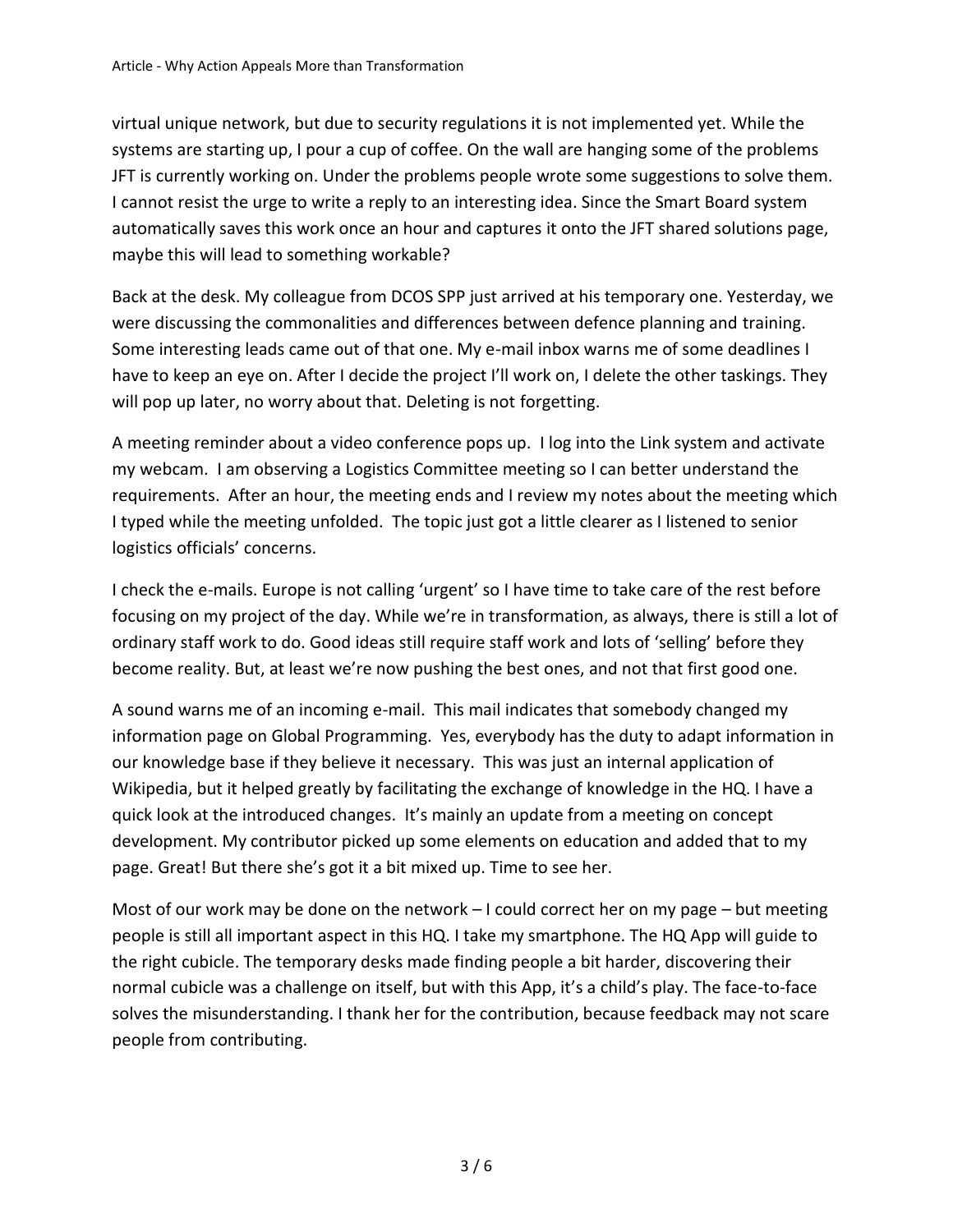virtual unique network, but due to security regulations it is not implemented yet. While the systems are starting up, I pour a cup of coffee. On the wall are hanging some of the problems JFT is currently working on. Under the problems people wrote some suggestions to solve them. I cannot resist the urge to write a reply to an interesting idea. Since the Smart Board system automatically saves this work once an hour and captures it onto the JFT shared solutions page, maybe this will lead to something workable?

Back at the desk. My colleague from DCOS SPP just arrived at his temporary one. Yesterday, we were discussing the commonalities and differences between defence planning and training. Some interesting leads came out of that one. My e-mail inbox warns me of some deadlines I have to keep an eye on. After I decide the project I'll work on, I delete the other taskings. They will pop up later, no worry about that. Deleting is not forgetting.

A meeting reminder about a video conference pops up. I log into the Link system and activate my webcam. I am observing a Logistics Committee meeting so I can better understand the requirements. After an hour, the meeting ends and I review my notes about the meeting which I typed while the meeting unfolded. The topic just got a little clearer as I listened to senior logistics officials' concerns.

I check the e-mails. Europe is not calling 'urgent' so I have time to take care of the rest before focusing on my project of the day. While we're in transformation, as always, there is still a lot of ordinary staff work to do. Good ideas still require staff work and lots of 'selling' before they become reality. But, at least we're now pushing the best ones, and not that first good one.

A sound warns me of an incoming e-mail. This mail indicates that somebody changed my information page on Global Programming. Yes, everybody has the duty to adapt information in our knowledge base if they believe it necessary. This was just an internal application of Wikipedia, but it helped greatly by facilitating the exchange of knowledge in the HQ. I have a quick look at the introduced changes. It's mainly an update from a meeting on concept development. My contributor picked up some elements on education and added that to my page. Great! But there she's got it a bit mixed up. Time to see her.

Most of our work may be done on the network – I could correct her on my page – but meeting people is still all important aspect in this HQ. I take my smartphone. The HQ App will guide to the right cubicle. The temporary desks made finding people a bit harder, discovering their normal cubicle was a challenge on itself, but with this App, it's a child's play. The face-to-face solves the misunderstanding. I thank her for the contribution, because feedback may not scare people from contributing.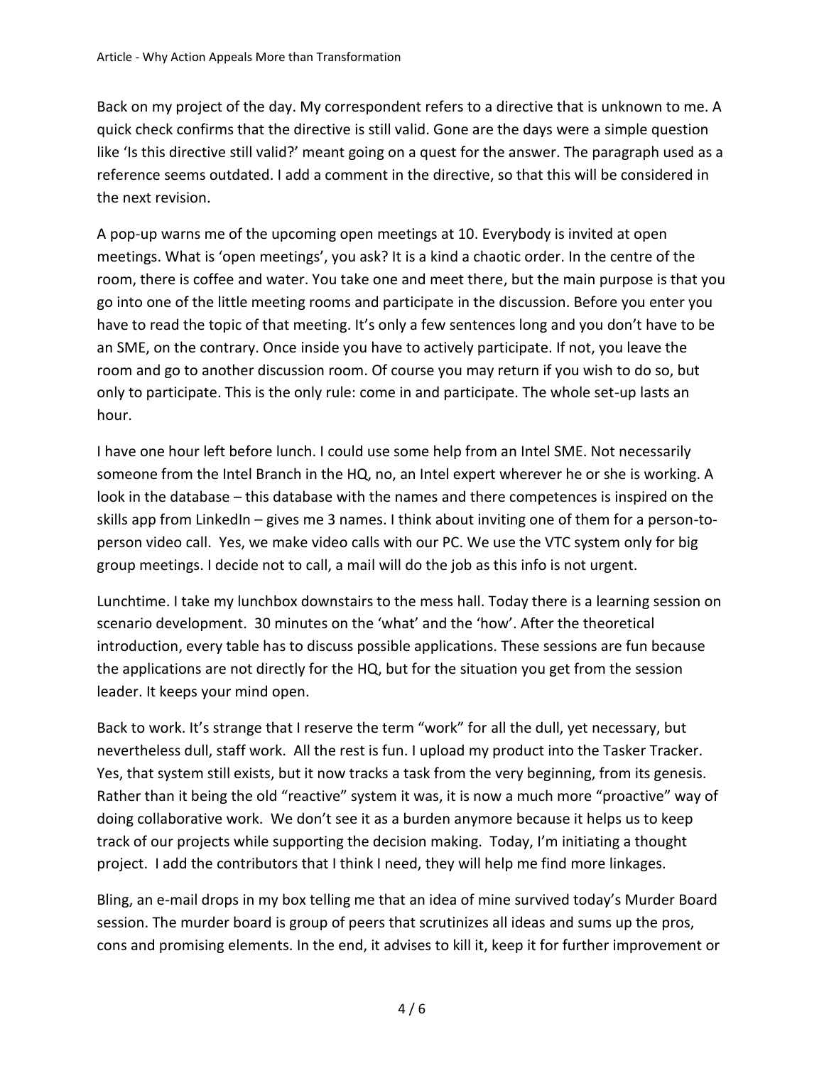Back on my project of the day. My correspondent refers to a directive that is unknown to me. A quick check confirms that the directive is still valid. Gone are the days were a simple question like 'Is this directive still valid?' meant going on a quest for the answer. The paragraph used as a reference seems outdated. I add a comment in the directive, so that this will be considered in the next revision.

A pop-up warns me of the upcoming open meetings at 10. Everybody is invited at open meetings. What is 'open meetings', you ask? It is a kind a chaotic order. In the centre of the room, there is coffee and water. You take one and meet there, but the main purpose is that you go into one of the little meeting rooms and participate in the discussion. Before you enter you have to read the topic of that meeting. It's only a few sentences long and you don't have to be an SME, on the contrary. Once inside you have to actively participate. If not, you leave the room and go to another discussion room. Of course you may return if you wish to do so, but only to participate. This is the only rule: come in and participate. The whole set-up lasts an hour.

I have one hour left before lunch. I could use some help from an Intel SME. Not necessarily someone from the Intel Branch in the HQ, no, an Intel expert wherever he or she is working. A look in the database – this database with the names and there competences is inspired on the skills app from LinkedIn – gives me 3 names. I think about inviting one of them for a person-to-person video call. Yes, we make video calls with our PC. We use the VTC system only for big group meetings. I decide not to call, a mail will do the job as this info is not urgent.

Lunchtime. I take my lunchbox downstairs to the mess hall. Today there is a learning session on scenario development. 30 minutes on the 'what' and the 'how'. After the theoretical introduction, every table has to discuss possible applications. These sessions are fun because the applications are not directly for the HQ, but for the situation you get from the session leader. It keeps your mind open.

Back to work. It's strange that I reserve the term "work" for all the dull, yet necessary, but nevertheless dull, staff work. All the rest is fun. I upload my product into the Tasker Tracker. Yes, that system still exists, but it now tracks a task from the very beginning, from its genesis. Rather than it being the old "reactive" system it was, it is now a much more "proactive" way of doing collaborative work. We don't see it as a burden anymore because it helps us to keep track of our projects while supporting the decision making. Today, I'm initiating a thought project. I add the contributors that I think I need, they will help me find more linkages.

Bling, an e-mail drops in my box telling me that an idea of mine survived today's Murder Board session. The murder board is group of peers that scrutinizes all ideas and sums up the pros, cons and promising elements. In the end, it advises to kill it, keep it for further improvement or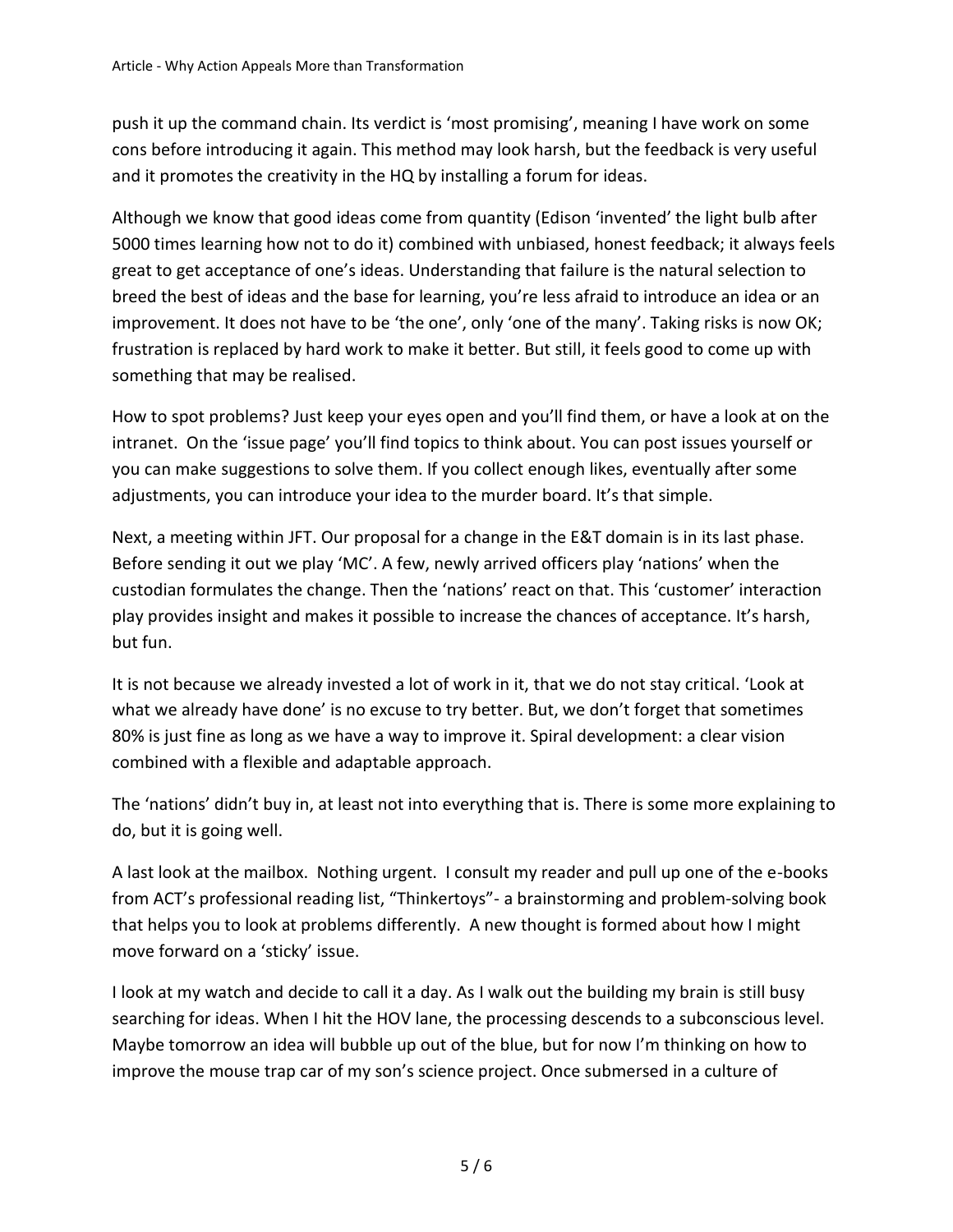push it up the command chain. Its verdict is 'most promising', meaning I have work on some cons before introducing it again. This method may look harsh, but the feedback is very useful and it promotes the creativity in the HQ by installing a forum for ideas.

Although we know that good ideas come from quantity (Edison 'invented' the light bulb after 5000 times learning how not to do it) combined with unbiased, honest feedback; it always feels great to get acceptance of one's ideas. Understanding that failure is the natural selection to breed the best of ideas and the base for learning, you're less afraid to introduce an idea or an improvement. It does not have to be 'the one', only 'one of the many'. Taking risks is now OK; frustration is replaced by hard work to make it better. But still, it feels good to come up with something that may be realised.

How to spot problems? Just keep your eyes open and you'll find them, or have a look at on the intranet. On the 'issue page' you'll find topics to think about. You can post issues yourself or you can make suggestions to solve them. If you collect enough likes, eventually after some adjustments, you can introduce your idea to the murder board. It's that simple.

Next, a meeting within JFT. Our proposal for a change in the E&T domain is in its last phase. Before sending it out we play 'MC'. A few, newly arrived officers play 'nations' when the custodian formulates the change. Then the 'nations' react on that. This 'customer' interaction play provides insight and makes it possible to increase the chances of acceptance. It's harsh, but fun.

It is not because we already invested a lot of work in it, that we do not stay critical. 'Look at what we already have done' is no excuse to try better. But, we don't forget that sometimes 80% is just fine as long as we have a way to improve it. Spiral development: a clear vision combined with a flexible and adaptable approach.

The 'nations' didn't buy in, at least not into everything that is. There is some more explaining to do, but it is going well.

A last look at the mailbox. Nothing urgent. I consult my reader and pull up one of the e-books from ACT's professional reading list, "Thinkertoys"- a brainstorming and problem-solving book that helps you to look at problems differently. A new thought is formed about how I might move forward on a 'sticky' issue.

I look at my watch and decide to call it a day. As I walk out the building my brain is still busy searching for ideas. When I hit the HOV lane, the processing descends to a subconscious level. Maybe tomorrow an idea will bubble up out of the blue, but for now I'm thinking on how to improve the mouse trap car of my son's science project. Once submersed in a culture of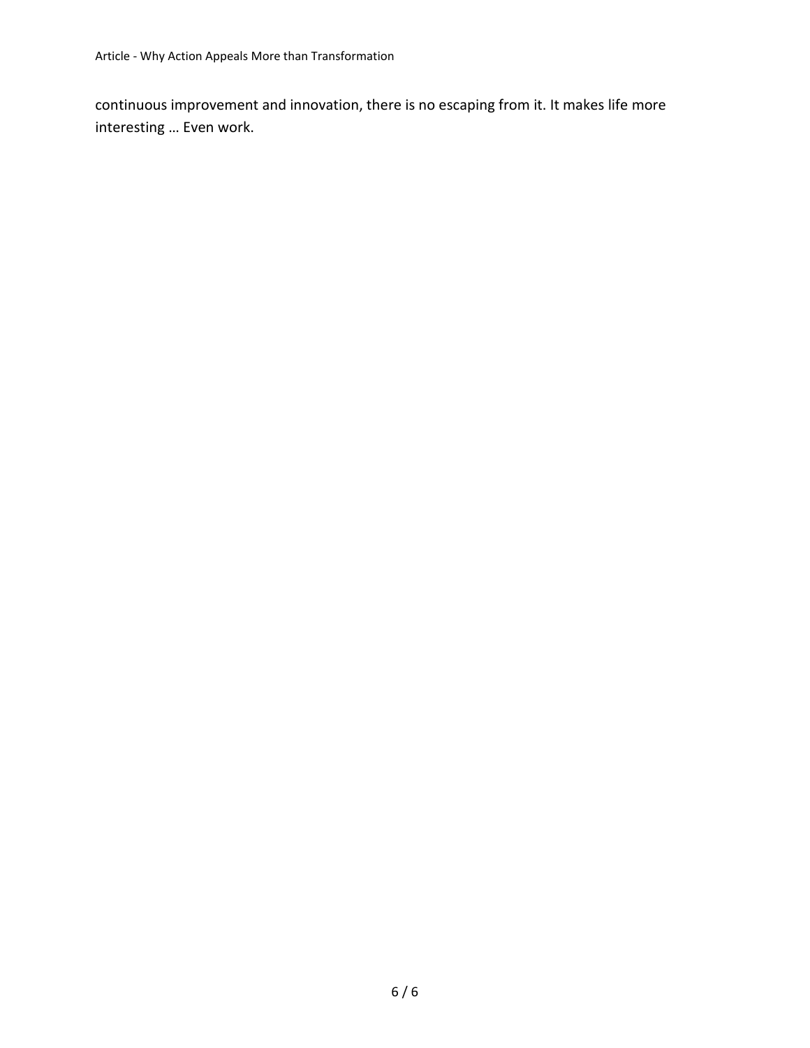continuous improvement and innovation, there is no escaping from it. It makes life more interesting … Even work.